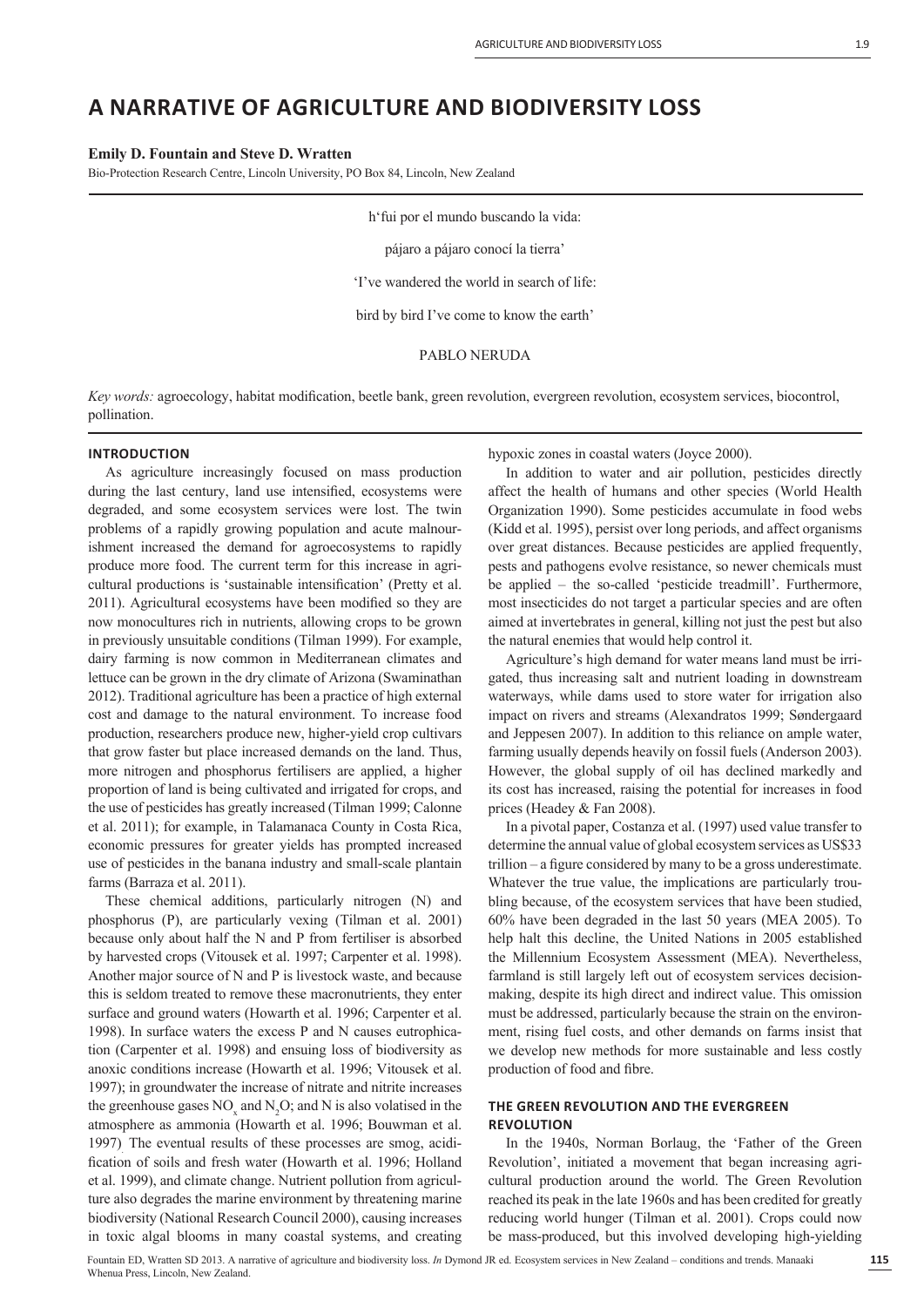# A NARRATIVE OF AGRICULTURE AND BIODIVERSITY LOSS

**Emily D. Fountain and Steve D. Wratten**

Bio-Protection Research Centre, Lincoln University, PO Box 84, Lincoln, New Zealand

h'fui por el mundo buscando la vida:

pájaro a pájaro conocí la tierra'

'I've wandered the world in search of life:

bird by bird I've come to know the earth'

PABLO NERUDA

*Key words:* agroecology, habitat modification, beetle bank, green revolution, evergreen revolution, ecosystem services, biocontrol, pollination.

## INTRODUCTION

As agriculture increasingly focused on mass production during the last century, land use intensified, ecosystems were degraded, and some ecosystem services were lost. The twin problems of a rapidly growing population and acute malnourishment increased the demand for agroecosystems to rapidly produce more food. The current term for this increase in agricultural productions is 'sustainable intensification' (Pretty et al. 2011). Agricultural ecosystems have been modified so they are now monocultures rich in nutrients, allowing crops to be grown in previously unsuitable conditions (Tilman 1999). For example, dairy farming is now common in Mediterranean climates and lettuce can be grown in the dry climate of Arizona (Swaminathan 2012). Traditional agriculture has been a practice of high external cost and damage to the natural environment. To increase food production, researchers produce new, higher-yield crop cultivars that grow faster but place increased demands on the land. Thus, more nitrogen and phosphorus fertilisers are applied, a higher proportion of land is being cultivated and irrigated for crops, and the use of pesticides has greatly increased (Tilman 1999; Calonne et al. 2011); for example, in Talamanaca County in Costa Rica, economic pressures for greater yields has prompted increased use of pesticides in the banana industry and small-scale plantain farms (Barraza et al. 2011).

These chemical additions, particularly nitrogen (N) and phosphorus (P), are particularly vexing (Tilman et al. 2001) because only about half the N and P from fertiliser is absorbed by harvested crops (Vitousek et al. 1997; Carpenter et al. 1998). Another major source of N and P is livestock waste, and because this is seldom treated to remove these macronutrients, they enter surface and ground waters (Howarth et al. 1996; Carpenter et al. 1998). In surface waters the excess P and N causes eutrophication (Carpenter et al. 1998) and ensuing loss of biodiversity as anoxic conditions increase (Howarth et al. 1996; Vitousek et al. 1997); in groundwater the increase of nitrate and nitrite increases the greenhouse gases $NO_x$ and $N_2O$; and N is also volatised in the atmosphere as ammonia (Howarth et al. 1996; Bouwman et al. 1997). The eventual results of these processes are smog, acidification of soils and fresh water (Howarth et al. 1996; Holland et al. 1999), and climate change. Nutrient pollution from agriculture also degrades the marine environment by threatening marine biodiversity (National Research Council 2000), causing increases in toxic algal blooms in many coastal systems, and creating hypoxic zones in coastal waters (Joyce 2000).

In addition to water and air pollution, pesticides directly affect the health of humans and other species (World Health Organization 1990). Some pesticides accumulate in food webs (Kidd et al. 1995), persist over long periods, and affect organisms over great distances. Because pesticides are applied frequently, pests and pathogens evolve resistance, so newer chemicals must be applied – the so-called 'pesticide treadmill'. Furthermore, most insecticides do not target a particular species and are often aimed at invertebrates in general, killing not just the pest but also the natural enemies that would help control it.

Agriculture's high demand for water means land must be irrigated, thus increasing salt and nutrient loading in downstream waterways, while dams used to store water for irrigation also impact on rivers and streams (Alexandratos 1999; Søndergaard and Jeppesen 2007). In addition to this reliance on ample water, farming usually depends heavily on fossil fuels (Anderson 2003). However, the global supply of oil has declined markedly and its cost has increased, raising the potential for increases in food prices (Headey & Fan 2008).

In a pivotal paper, Costanza et al. (1997) used value transfer to determine the annual value of global ecosystem services as US$33 trillion – a figure considered by many to be a gross underestimate. Whatever the true value, the implications are particularly troubling because, of the ecosystem services that have been studied, 60% have been degraded in the last 50 years (MEA 2005). To help halt this decline, the United Nations in 2005 established the Millennium Ecosystem Assessment (MEA). Nevertheless, farmland is still largely left out of ecosystem services decision-making, despite its high direct and indirect value. This omission must be addressed, particularly because the strain on the environment, rising fuel costs, and other demands on farms insist that we develop new methods for more sustainable and less costly production of food and fibre.

## THE GREEN REVOLUTION AND THE EVERGREEN REVOLUTION

In the 1940s, Norman Borlaug, the 'Father of the Green Revolution', initiated a movement that began increasing agricultural production around the world. The Green Revolution reached its peak in the late 1960s and has been credited for greatly reducing world hunger (Tilman et al. 2001). Crops could now be mass-produced, but this involved developing high-yielding

Fountain ED, Wratten SD 2013. A narrative of agriculture and biodiversity loss. *In* Dymond JR ed. Ecosystem services in New Zealand – conditions and trends. Manaaki Whenua Press, Lincoln, New Zealand.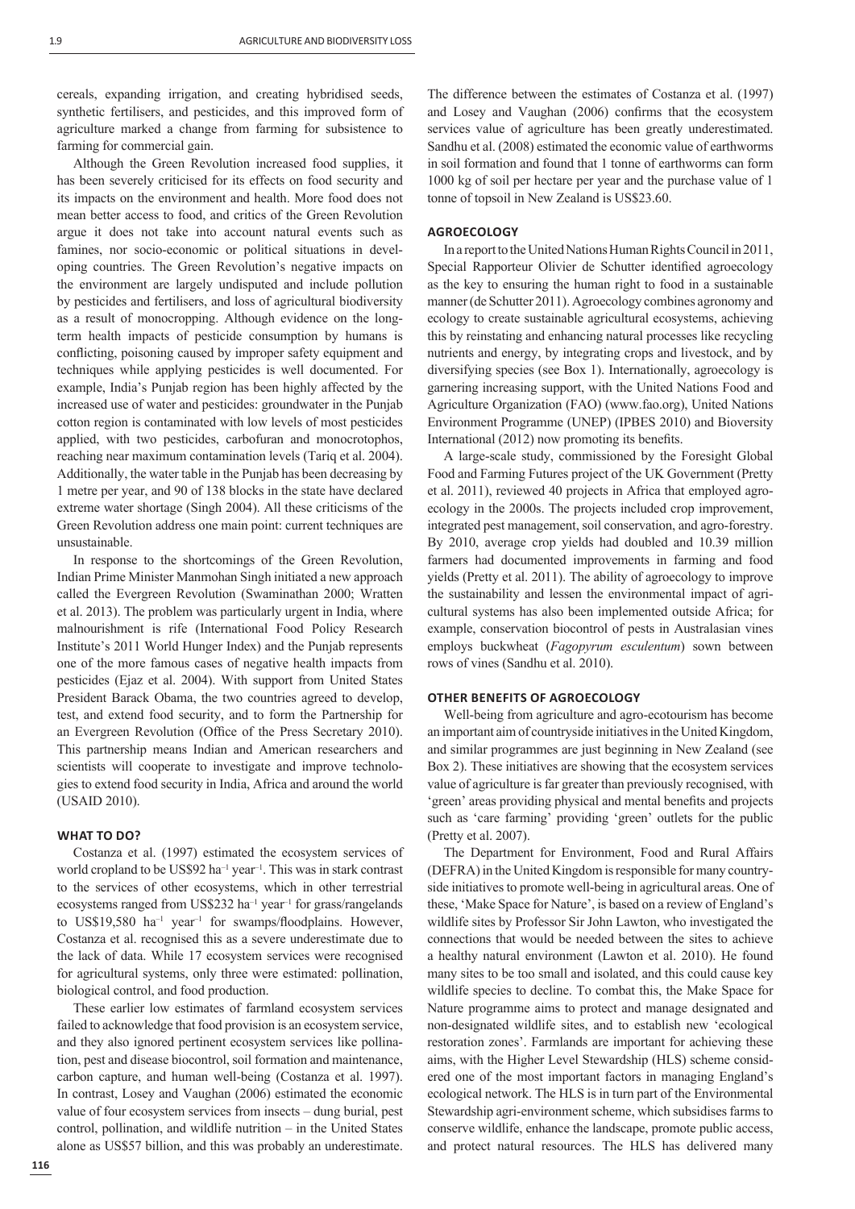cereals, expanding irrigation, and creating hybridised seeds, synthetic fertilisers, and pesticides, and this improved form of agriculture marked a change from farming for subsistence to farming for commercial gain.

Although the Green Revolution increased food supplies, it has been severely criticised for its effects on food security and its impacts on the environment and health. More food does not mean better access to food, and critics of the Green Revolution argue it does not take into account natural events such as famines, nor socio-economic or political situations in developing countries. The Green Revolution's negative impacts on the environment are largely undisputed and include pollution by pesticides and fertilisers, and loss of agricultural biodiversity as a result of monocropping. Although evidence on the long-term health impacts of pesticide consumption by humans is conflicting, poisoning caused by improper safety equipment and techniques while applying pesticides is well documented. For example, India's Punjab region has been highly affected by the increased use of water and pesticides: groundwater in the Punjab cotton region is contaminated with low levels of most pesticides applied, with two pesticides, carbofuran and monocrotophos, reaching near maximum contamination levels (Tariq et al. 2004). Additionally, the water table in the Punjab has been decreasing by 1 metre per year, and 90 of 138 blocks in the state have declared extreme water shortage (Singh 2004). All these criticisms of the Green Revolution address one main point: current techniques are unsustainable.

In response to the shortcomings of the Green Revolution, Indian Prime Minister Manmohan Singh initiated a new approach called the Evergreen Revolution (Swaminathan 2000; Wratten et al. 2013). The problem was particularly urgent in India, where malnourishment is rife (International Food Policy Research Institute's 2011 World Hunger Index) and the Punjab represents one of the more famous cases of negative health impacts from pesticides (Ejaz et al. 2004). With support from United States President Barack Obama, the two countries agreed to develop, test, and extend food security, and to form the Partnership for an Evergreen Revolution (Office of the Press Secretary 2010). This partnership means Indian and American researchers and scientists will cooperate to investigate and improve technologies to extend food security in India, Africa and around the world (USAID 2010).

## WHAT TO DO?

Costanza et al. (1997) estimated the ecosystem services of world cropland to be US$92 $ha^{-1}$ $year^{-1}$. This was in stark contrast to the services of other ecosystems, which in other terrestrial ecosystems ranged from US$232 $ha^{-1}$ $year^{-1}$ for grass/rangelands to US$19,580 $ha^{-1}$ $year^{-1}$ for swamps/floodplains. However, Costanza et al. recognised this as a severe underestimate due to the lack of data. While 17 ecosystem services were recognised for agricultural systems, only three were estimated: pollination, biological control, and food production.

These earlier low estimates of farmland ecosystem services failed to acknowledge that food provision is an ecosystem service, and they also ignored pertinent ecosystem services like pollination, pest and disease biocontrol, soil formation and maintenance, carbon capture, and human well-being (Costanza et al. 1997). In contrast, Losey and Vaughan (2006) estimated the economic value of four ecosystem services from insects – dung burial, pest control, pollination, and wildlife nutrition – in the United States alone as US$57 billion, and this was probably an underestimate. The difference between the estimates of Costanza et al. (1997) and Losey and Vaughan (2006) confirms that the ecosystem services value of agriculture has been greatly underestimated. Sandhu et al. (2008) estimated the economic value of earthworms in soil formation and found that 1 tonne of earthworms can form 1000 kg of soil per hectare per year and the purchase value of 1 tonne of topsoil in New Zealand is US$23.60.

## AGROECOLOGY

In a report to the United Nations Human Rights Council in 2011, Special Rapporteur Olivier de Schutter identified agroecology as the key to ensuring the human right to food in a sustainable manner (de Schutter 2011). Agroecology combines agronomy and ecology to create sustainable agricultural ecosystems, achieving this by reinstating and enhancing natural processes like recycling nutrients and energy, by integrating crops and livestock, and by diversifying species (see Box 1). Internationally, agroecology is garnering increasing support, with the United Nations Food and Agriculture Organization (FAO) (www.fao.org), United Nations Environment Programme (UNEP) (IPBES 2010) and Bioversity International (2012) now promoting its benefits.

A large-scale study, commissioned by the Foresight Global Food and Farming Futures project of the UK Government (Pretty et al. 2011), reviewed 40 projects in Africa that employed agroecology in the 2000s. The projects included crop improvement, integrated pest management, soil conservation, and agro-forestry. By 2010, average crop yields had doubled and 10.39 million farmers had documented improvements in farming and food yields (Pretty et al. 2011). The ability of agroecology to improve the sustainability and lessen the environmental impact of agricultural systems has also been implemented outside Africa; for example, conservation biocontrol of pests in Australasian vines employs buckwheat (*Fagopyrum esculentum*) sown between rows of vines (Sandhu et al. 2010).

## OTHER BENEFITS OF AGROECOLOGY

Well-being from agriculture and agro-ecotourism has become an important aim of countryside initiatives in the United Kingdom, and similar programmes are just beginning in New Zealand (see Box 2). These initiatives are showing that the ecosystem services value of agriculture is far greater than previously recognised, with 'green' areas providing physical and mental benefits and projects such as 'care farming' providing 'green' outlets for the public (Pretty et al. 2007).

The Department for Environment, Food and Rural Affairs (DEFRA) in the United Kingdom is responsible for many countryside initiatives to promote well-being in agricultural areas. One of these, 'Make Space for Nature', is based on a review of England's wildlife sites by Professor Sir John Lawton, who investigated the connections that would be needed between the sites to achieve a healthy natural environment (Lawton et al. 2010). He found many sites to be too small and isolated, and this could cause key wildlife species to decline. To combat this, the Make Space for Nature programme aims to protect and manage designated and non-designated wildlife sites, and to establish new 'ecological restoration zones'. Farmlands are important for achieving these aims, with the Higher Level Stewardship (HLS) scheme considered one of the most important factors in managing England's ecological network. The HLS is in turn part of the Environmental Stewardship agri-environment scheme, which subsidises farms to conserve wildlife, enhance the landscape, promote public access, and protect natural resources. The HLS has delivered many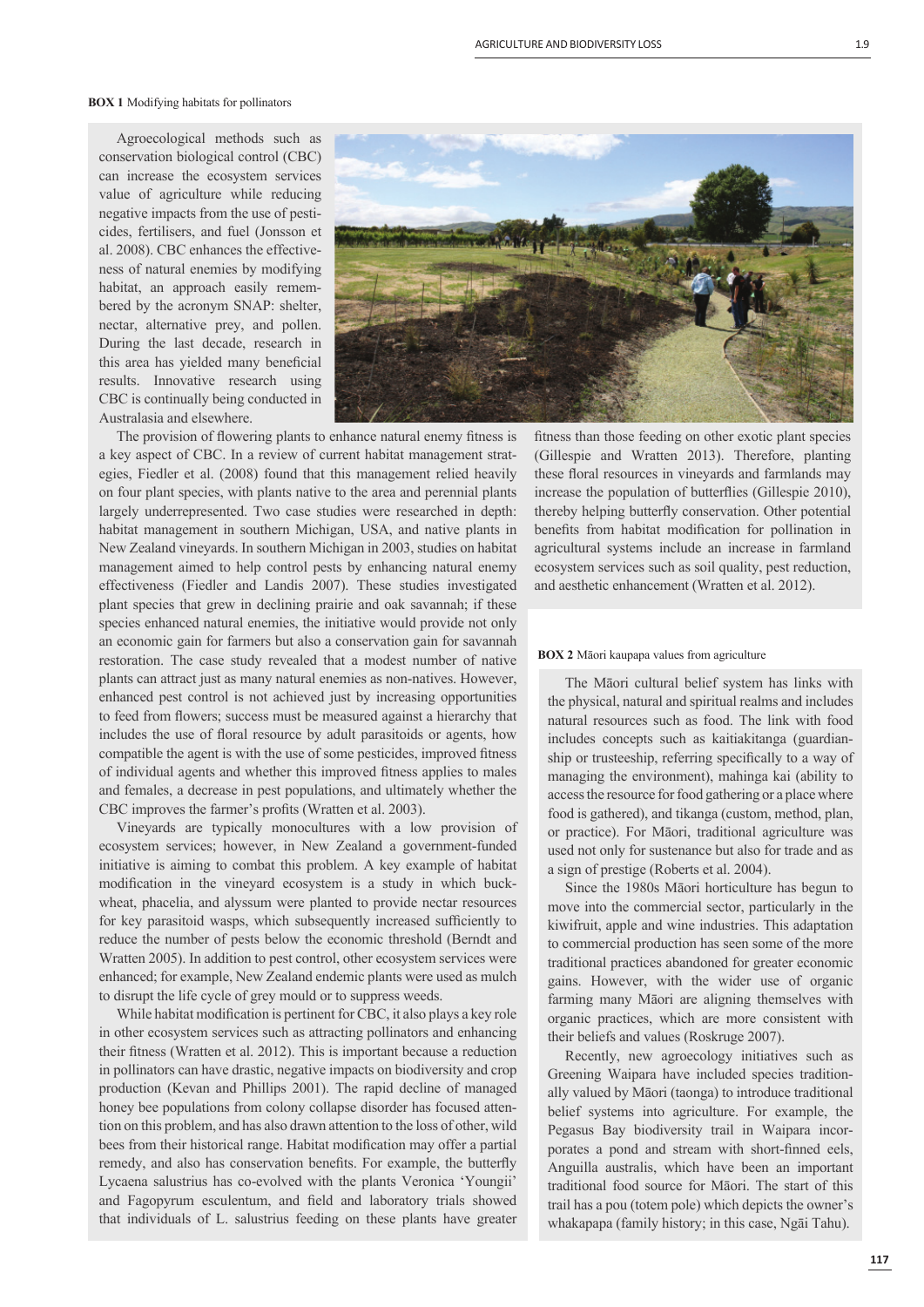**BOX 1** Modifying habitats for pollinators

Agroecological methods such as conservation biological control (CBC) can increase the ecosystem services value of agriculture while reducing negative impacts from the use of pesticides, fertilisers, and fuel (Jonsson et al. 2008). CBC enhances the effectiveness of natural enemies by modifying habitat, an approach easily remembered by the acronym SNAP: shelter, nectar, alternative prey, and pollen. During the last decade, research in this area has yielded many beneficial results. Innovative research using CBC is continually being conducted in Australasia and elsewhere.

The provision of flowering plants to enhance natural enemy fitness is a key aspect of CBC. In a review of current habitat management strategies, Fiedler et al. (2008) found that this management relied heavily on four plant species, with plants native to the area and perennial plants largely underrepresented. Two case studies were researched in depth: habitat management in southern Michigan, USA, and native plants in New Zealand vineyards. In southern Michigan in 2003, studies on habitat management aimed to help control pests by enhancing natural enemy effectiveness (Fiedler and Landis 2007). These studies investigated plant species that grew in declining prairie and oak savannah; if these species enhanced natural enemies, the initiative would provide not only an economic gain for farmers but also a conservation gain for savannah restoration. The case study revealed that a modest number of native plants can attract just as many natural enemies as non-natives. However, enhanced pest control is not achieved just by increasing opportunities to feed from flowers; success must be measured against a hierarchy that includes the use of floral resource by adult parasitoids or agents, how compatible the agent is with the use of some pesticides, improved fitness of individual agents and whether this improved fitness applies to males and females, a decrease in pest populations, and ultimately whether the CBC improves the farmer's profits (Wratten et al. 2003).

Vineyards are typically monocultures with a low provision of ecosystem services; however, in New Zealand a government-funded initiative is aiming to combat this problem. A key example of habitat modification in the vineyard ecosystem is a study in which buckwheat, phacelia, and alyssum were planted to provide nectar resources for key parasitoid wasps, which subsequently increased sufficiently to reduce the number of pests below the economic threshold (Berndt and Wratten 2005). In addition to pest control, other ecosystem services were enhanced; for example, New Zealand endemic plants were used as mulch to disrupt the life cycle of grey mould or to suppress weeds.

While habitat modification is pertinent for CBC, it also plays a key role in other ecosystem services such as attracting pollinators and enhancing their fitness (Wratten et al. 2012). This is important because a reduction in pollinators can have drastic, negative impacts on biodiversity and crop production (Kevan and Phillips 2001). The rapid decline of managed honey bee populations from colony collapse disorder has focused attention on this problem, and has also drawn attention to the loss of other, wild bees from their historical range. Habitat modification may offer a partial remedy, and also has conservation benefits. For example, the butterfly Lycaena salustrius has co-evolved with the plants Veronica 'Youngii' and Fagopyrum esculentum, and field and laboratory trials showed that individuals of L. salustrius feeding on these plants have greater fitness than those feeding on other exotic plant species (Gillespie and Wratten 2013). Therefore, planting these floral resources in vineyards and farmlands may increase the population of butterflies (Gillespie 2010), thereby helping butterfly conservation. Other potential benefits from habitat modification for pollination in agricultural systems include an increase in farmland ecosystem services such as soil quality, pest reduction, and aesthetic enhancement (Wratten et al. 2012).

**BOX 2** Māori kaupapa values from agriculture

The Māori cultural belief system has links with the physical, natural and spiritual realms and includes natural resources such as food. The link with food includes concepts such as kaitiakitanga (guardianship or trusteeship, referring specifically to a way of managing the environment), mahinga kai (ability to access the resource for food gathering or a place where food is gathered), and tikanga (custom, method, plan, or practice). For Māori, traditional agriculture was used not only for sustenance but also for trade and as a sign of prestige (Roberts et al. 2004).

Since the 1980s Māori horticulture has begun to move into the commercial sector, particularly in the kiwifruit, apple and wine industries. This adaptation to commercial production has seen some of the more traditional practices abandoned for greater economic gains. However, with the wider use of organic farming many Māori are aligning themselves with organic practices, which are more consistent with their beliefs and values (Roskruge 2007).

Recently, new agroecology initiatives such as Greening Waipara have included species traditionally valued by Māori (taonga) to introduce traditional belief systems into agriculture. For example, the Pegasus Bay biodiversity trail in Waipara incorporates a pond and stream with short-finned eels, Anguilla australis, which have been an important traditional food source for Māori. The start of this trail has a pou (totem pole) which depicts the owner's whakapapa (family history; in this case, Ngāi Tahu).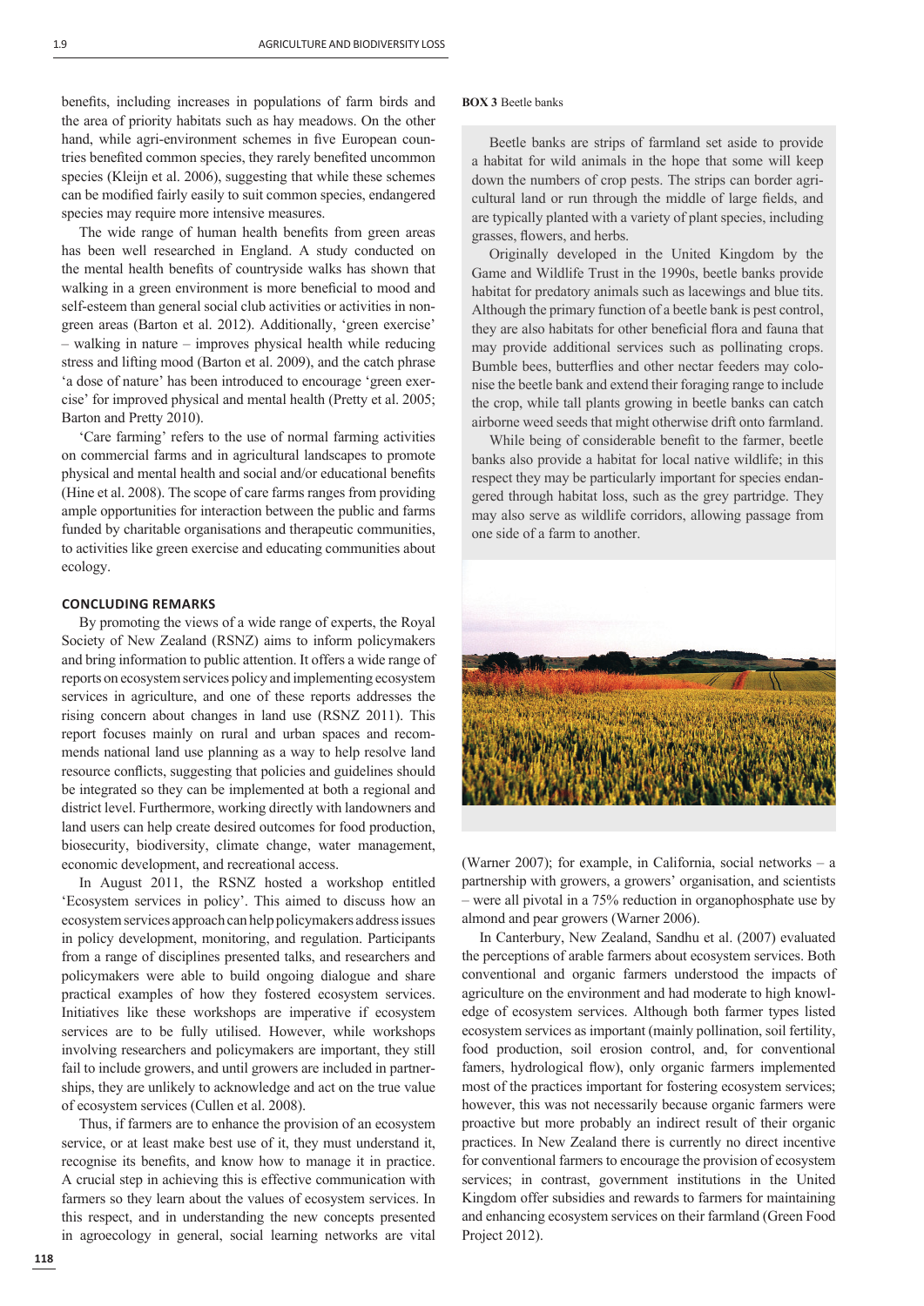benefits, including increases in populations of farm birds and the area of priority habitats such as hay meadows. On the other hand, while agri-environment schemes in five European countries benefited common species, they rarely benefited uncommon species (Kleijn et al. 2006), suggesting that while these schemes can be modified fairly easily to suit common species, endangered species may require more intensive measures.

The wide range of human health benefits from green areas has been well researched in England. A study conducted on the mental health benefits of countryside walks has shown that walking in a green environment is more beneficial to mood and self-esteem than general social club activities or activities in non-green areas (Barton et al. 2012). Additionally, 'green exercise' – walking in nature – improves physical health while reducing stress and lifting mood (Barton et al. 2009), and the catch phrase 'a dose of nature' has been introduced to encourage 'green exercise' for improved physical and mental health (Pretty et al. 2005; Barton and Pretty 2010).

'Care farming' refers to the use of normal farming activities on commercial farms and in agricultural landscapes to promote physical and mental health and social and/or educational benefits (Hine et al. 2008). The scope of care farms ranges from providing ample opportunities for interaction between the public and farms funded by charitable organisations and therapeutic communities, to activities like green exercise and educating communities about ecology.

## CONCLUDING REMARKS

By promoting the views of a wide range of experts, the Royal Society of New Zealand (RSNZ) aims to inform policymakers and bring information to public attention. It offers a wide range of reports on ecosystem services policy and implementing ecosystem services in agriculture, and one of these reports addresses the rising concern about changes in land use (RSNZ 2011). This report focuses mainly on rural and urban spaces and recommends national land use planning as a way to help resolve land resource conflicts, suggesting that policies and guidelines should be integrated so they can be implemented at both a regional and district level. Furthermore, working directly with landowners and land users can help create desired outcomes for food production, biosecurity, biodiversity, climate change, water management, economic development, and recreational access.

In August 2011, the RSNZ hosted a workshop entitled 'Ecosystem services in policy'. This aimed to discuss how an ecosystem services approach can help policymakers address issues in policy development, monitoring, and regulation. Participants from a range of disciplines presented talks, and researchers and policymakers were able to build ongoing dialogue and share practical examples of how they fostered ecosystem services. Initiatives like these workshops are imperative if ecosystem services are to be fully utilised. However, while workshops involving researchers and policymakers are important, they still fail to include growers, and until growers are included in partnerships, they are unlikely to acknowledge and act on the true value of ecosystem services (Cullen et al. 2008).

Thus, if farmers are to enhance the provision of an ecosystem service, or at least make best use of it, they must understand it, recognise its benefits, and know how to manage it in practice. A crucial step in achieving this is effective communication with farmers so they learn about the values of ecosystem services. In this respect, and in understanding the new concepts presented in agroecology in general, social learning networks are vital (Warner 2007); for example, in California, social networks – a partnership with growers, a growers' organisation, and scientists – were all pivotal in a 75% reduction in organophosphate use by almond and pear growers (Warner 2006).

In Canterbury, New Zealand, Sandhu et al. (2007) evaluated the perceptions of arable farmers about ecosystem services. Both conventional and organic farmers understood the impacts of agriculture on the environment and had moderate to high knowledge of ecosystem services. Although both farmer types listed ecosystem services as important (mainly pollination, soil fertility, food production, soil erosion control, and, for conventional famers, hydrological flow), only organic farmers implemented most of the practices important for fostering ecosystem services; however, this was not necessarily because organic farmers were proactive but more probably an indirect result of their organic practices. In New Zealand there is currently no direct incentive for conventional farmers to encourage the provision of ecosystem services; in contrast, government institutions in the United Kingdom offer subsidies and rewards to farmers for maintaining and enhancing ecosystem services on their farmland (Green Food Project 2012).

**BOX 3** Beetle banks

Beetle banks are strips of farmland set aside to provide a habitat for wild animals in the hope that some will keep down the numbers of crop pests. The strips can border agricultural land or run through the middle of large fields, and are typically planted with a variety of plant species, including grasses, flowers, and herbs.

Originally developed in the United Kingdom by the Game and Wildlife Trust in the 1990s, beetle banks provide habitat for predatory animals such as lacewings and blue tits. Although the primary function of a beetle bank is pest control, they are also habitats for other beneficial flora and fauna that may provide additional services such as pollinating crops. Bumble bees, butterflies and other nectar feeders may colonise the beetle bank and extend their foraging range to include the crop, while tall plants growing in beetle banks can catch airborne weed seeds that might otherwise drift onto farmland.

While being of considerable benefit to the farmer, beetle banks also provide a habitat for local native wildlife; in this respect they may be particularly important for species endangered through habitat loss, such as the grey partridge. They may also serve as wildlife corridors, allowing passage from one side of a farm to another.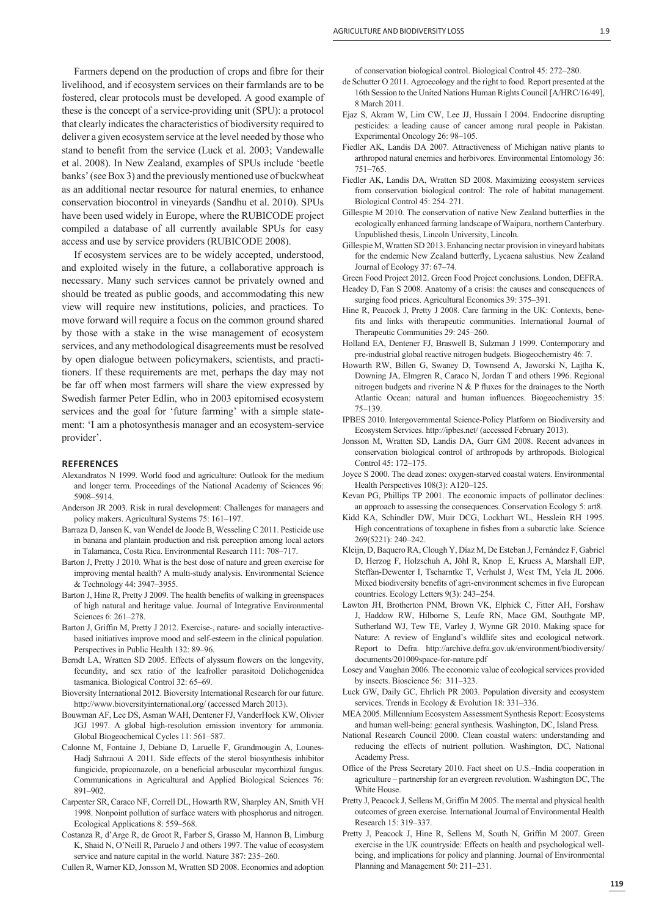Farmers depend on the production of crops and fibre for their livelihood, and if ecosystem services on their farmlands are to be fostered, clear protocols must be developed. A good example of these is the concept of a service-providing unit (SPU): a protocol that clearly indicates the characteristics of biodiversity required to deliver a given ecosystem service at the level needed by those who stand to benefit from the service (Luck et al. 2003; Vandewalle et al. 2008). In New Zealand, examples of SPUs include 'beetle banks' (see Box 3) and the previously mentioned use of buckwheat as an additional nectar resource for natural enemies, to enhance conservation biocontrol in vineyards (Sandhu et al. 2010). SPUs have been used widely in Europe, where the RUBICODE project compiled a database of all currently available SPUs for easy access and use by service providers (RUBICODE 2008).

If ecosystem services are to be widely accepted, understood, and exploited wisely in the future, a collaborative approach is necessary. Many such services cannot be privately owned and should be treated as public goods, and accommodating this new view will require new institutions, policies, and practices. To move forward will require a focus on the common ground shared by those with a stake in the wise management of ecosystem services, and any methodological disagreements must be resolved by open dialogue between policymakers, scientists, and practitioners. If these requirements are met, perhaps the day may not be far off when most farmers will share the view expressed by Swedish farmer Peter Edlin, who in 2003 epitomised ecosystem services and the goal for 'future farming' with a simple statement: 'I am a photosynthesis manager and an ecosystem-service provider'.

## REFERENCES

Alexandratos N 1999. World food and agriculture: Outlook for the medium and longer term. Proceedings of the National Academy of Sciences 96: 5908–5914.

Anderson JR 2003. Risk in rural development: Challenges for managers and policy makers. Agricultural Systems 75: 161–197.

Barraza D, Jansen K, van Wendel de Joode B, Wesseling C 2011. Pesticide use in banana and plantain production and risk perception among local actors in Talamanca, Costa Rica. Environmental Research 111: 708–717.

Barton J, Pretty J 2010. What is the best dose of nature and green exercise for improving mental health? A multi-study analysis. Environmental Science & Technology 44: 3947–3955.

Barton J, Hine R, Pretty J 2009. The health benefits of walking in greenspaces of high natural and heritage value. Journal of Integrative Environmental Sciences 6: 261–278.

Barton J, Griffin M, Pretty J 2012. Exercise-, nature- and socially interactive-based initiatives improve mood and self-esteem in the clinical population. Perspectives in Public Health 132: 89–96.

Berndt LA, Wratten SD 2005. Effects of alyssum flowers on the longevity, fecundity, and sex ratio of the leafroller parasitoid Dolichogenidea tasmanica. Biological Control 32: 65–69.

Bioversity International 2012. Bioversity International Research for our future. http://www.bioversityinternational.org/ (accessed March 2013).

Bouwman AF, Lee DS, Asman WAH, Dentener FJ, VanderHoek KW, Olivier JGJ 1997. A global high-resolution emission inventory for ammonia. Global Biogeochemical Cycles 11: 561–587.

Calonne M, Fontaine J, Debiane D, Laruelle F, Grandmougin A, Lounes-Hadj Sahraoui A 2011. Side effects of the sterol biosynthesis inhibitor fungicide, propiconazole, on a beneficial arbuscular mycorrhizal fungus. Communications in Agricultural and Applied Biological Sciences 76: 891–902.

Carpenter SR, Caraco NF, Correll DL, Howarth RW, Sharpley AN, Smith VH 1998. Nonpoint pollution of surface waters with phosphorus and nitrogen. Ecological Applications 8: 559–568.

Costanza R, d'Arge R, de Groot R, Farber S, Grasso M, Hannon B, Limburg K, Shaid N, O'Neill R, Paruelo J and others 1997. The value of ecosystem service and nature capital in the world. Nature 387: 235–260.

Cullen R, Warner KD, Jonsson M, Wratten SD 2008. Economics and adoption of conservation biological control. Biological Control 45: 272–280.

de Schutter O 2011. Agroecology and the right to food. Report presented at the 16th Session to the United Nations Human Rights Council [A/HRC/16/49], 8 March 2011.

Ejaz S, Akram W, Lim CW, Lee JJ, Hussain I 2004. Endocrine disrupting pesticides: a leading cause of cancer among rural people in Pakistan. Experimental Oncology 26: 98–105.

Fiedler AK, Landis DA 2007. Attractiveness of Michigan native plants to arthropod natural enemies and herbivores. Environmental Entomology 36: 751–765.

Fiedler AK, Landis DA, Wratten SD 2008. Maximizing ecosystem services from conservation biological control: The role of habitat management. Biological Control 45: 254–271.

Gillespie M 2010. The conservation of native New Zealand butterflies in the ecologically enhanced farming landscape of Waipara, northern Canterbury. Unpublished thesis, Lincoln University, Lincoln.

Gillespie M, Wratten SD 2013. Enhancing nectar provision in vineyard habitats for the endemic New Zealand butterfly, Lycaena salustius. New Zealand Journal of Ecology 37: 67–74.

Green Food Project 2012. Green Food Project conclusions. London, DEFRA.

Headey D, Fan S 2008. Anatomy of a crisis: the causes and consequences of surging food prices. Agricultural Economics 39: 375–391.

Hine R, Peacock J, Pretty J 2008. Care farming in the UK: Contexts, benefits and links with therapeutic communities. International Journal of Therapeutic Communities 29: 245–260.

Holland EA, Dentener FJ, Braswell B, Sulzman J 1999. Contemporary and pre-industrial global reactive nitrogen budgets. Biogeochemistry 46: 7.

Howarth RW, Billen G, Swaney D, Townsend A, Jaworski N, Lajtha K, Downing JA, Elmgren R, Caraco N, Jordan T and others 1996. Regional nitrogen budgets and riverine N & P fluxes for the drainages to the North Atlantic Ocean: natural and human influences. Biogeochemistry 35: 75–139.

IPBES 2010. Intergovernmental Science-Policy Platform on Biodiversity and Ecosystem Services. http://ipbes.net/ (accessed February 2013).

Jonsson M, Wratten SD, Landis DA, Gurr GM 2008. Recent advances in conservation biological control of arthropods by arthropods. Biological Control 45: 172–175.

Joyce S 2000. The dead zones: oxygen-starved coastal waters. Environmental Health Perspectives 108(3): A120–125.

Kevan PG, Phillips TP 2001. The economic impacts of pollinator declines: an approach to assessing the consequences. Conservation Ecology 5: art8.

Kidd KA, Schindler DW, Muir DCG, Lockhart WL, Hesslein RH 1995. High concentrations of toxaphene in fishes from a subarctic lake. Science 269(5221): 240–242.

Kleijn, D, Baquero RA, Clough Y, Díaz M, De Esteban J, Fernández F, Gabriel D, Herzog F, Holzschuh A, Jöhl R, Knop E, Kruess A, Marshall EJP, Steffan-Dewenter I, Tscharntke T, Verhulst J, West TM, Yela JL 2006. Mixed biodiversity benefits of agri-environment schemes in five European countries. Ecology Letters 9(3): 243–254.

Lawton JH, Brotherton PNM, Brown VK, Elphick C, Fitter AH, Forshaw J, Haddow RW, Hilborne S, Leafe RN, Mace GM, Southgate MP, Sutherland WJ, Tew TE, Varley J, Wynne GR 2010. Making space for Nature: A review of England's wildlife sites and ecological network. Report to Defra. http://archive.defra.gov.uk/environment/biodiversity/documents/201009space-for-nature.pdf

Losey and Vaughan 2006. The economic value of ecological services provided by insects. Bioscience 56: 311–323.

Luck GW, Daily GC, Ehrlich PR 2003. Population diversity and ecosystem services. Trends in Ecology & Evolution 18: 331–336.

MEA 2005. Millennium Ecosystem Assessment Synthesis Report: Ecosystems and human well-being: general synthesis. Washington, DC, Island Press.

National Research Council 2000. Clean coastal waters: understanding and reducing the effects of nutrient pollution. Washington, DC, National Academy Press.

Office of the Press Secretary 2010. Fact sheet on U.S.–India cooperation in agriculture – partnership for an evergreen revolution. Washington DC, The White House.

Pretty J, Peacock J, Sellens M, Griffin M 2005. The mental and physical health outcomes of green exercise. International Journal of Environmental Health Research 15: 319–337.

Pretty J, Peacock J, Hine R, Sellens M, South N, Griffin M 2007. Green exercise in the UK countryside: Effects on health and psychological well-being, and implications for policy and planning. Journal of Environmental Planning and Management 50: 211–231.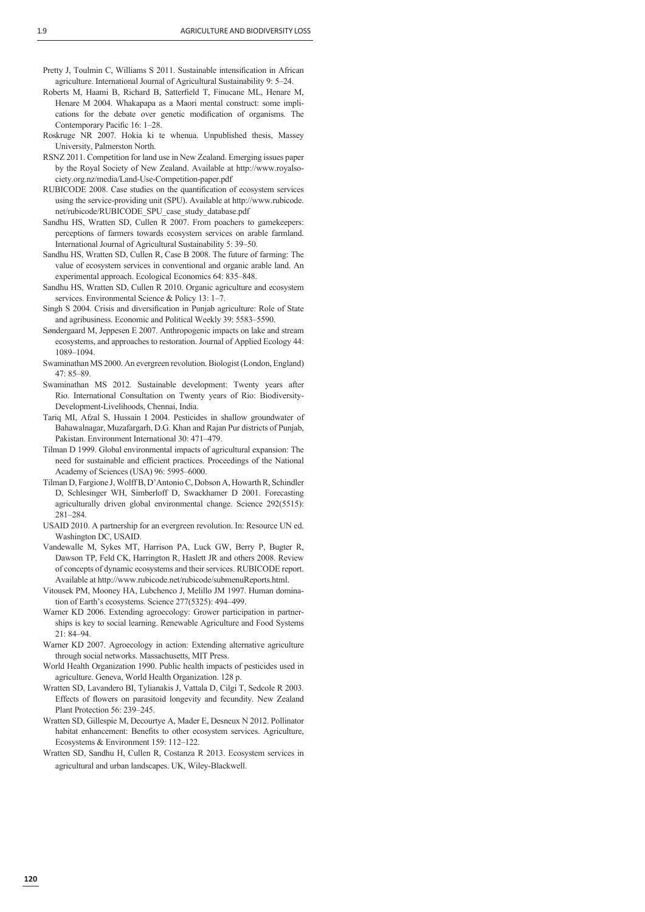Pretty J, Toulmin C, Williams S 2011. Sustainable intensification in African agriculture. International Journal of Agricultural Sustainability 9: 5–24.

Roberts M, Haami B, Richard B, Satterfield T, Finucane ML, Henare M, Henare M 2004. Whakapapa as a Maori mental construct: some implications for the debate over genetic modification of organisms. The Contemporary Pacific 16: 1–28.

Roskruge NR 2007. Hokia ki te whenua. Unpublished thesis, Massey University, Palmerston North.

RSNZ 2011. Competition for land use in New Zealand. Emerging issues paper by the Royal Society of New Zealand. Available at http://www.royalsociety.org.nz/media/Land-Use-Competition-paper.pdf

RUBICODE 2008. Case studies on the quantification of ecosystem services using the service-providing unit (SPU). Available at http://www.rubicode.net/rubicode/RUBICODE_SPU_case_study_database.pdf

Sandhu HS, Wratten SD, Cullen R 2007. From poachers to gamekeepers: perceptions of farmers towards ecosystem services on arable farmland. International Journal of Agricultural Sustainability 5: 39–50.

Sandhu HS, Wratten SD, Cullen R, Case B 2008. The future of farming: The value of ecosystem services in conventional and organic arable land. An experimental approach. Ecological Economics 64: 835–848.

Sandhu HS, Wratten SD, Cullen R 2010. Organic agriculture and ecosystem services. Environmental Science & Policy 13: 1–7.

Singh S 2004. Crisis and diversification in Punjab agriculture: Role of State and agribusiness. Economic and Political Weekly 39: 5583–5590.

Søndergaard M, Jeppesen E 2007. Anthropogenic impacts on lake and stream ecosystems, and approaches to restoration. Journal of Applied Ecology 44: 1089–1094.

Swaminathan MS 2000. An evergreen revolution. Biologist (London, England) 47: 85–89.

Swaminathan MS 2012. Sustainable development: Twenty years after Rio. International Consultation on Twenty years of Rio: Biodiversity-Development-Livelihoods, Chennai, India.

Tariq MI, Afzal S, Hussain I 2004. Pesticides in shallow groundwater of Bahawalnagar, Muzafargarh, D.G. Khan and Rajan Pur districts of Punjab, Pakistan. Environment International 30: 471–479.

Tilman D 1999. Global environmental impacts of agricultural expansion: The need for sustainable and efficient practices. Proceedings of the National Academy of Sciences (USA) 96: 5995–6000.

Tilman D, Fargione J, Wolff B, D'Antonio C, Dobson A, Howarth R, Schindler D, Schlesinger WH, Simberloff D, Swackhamer D 2001. Forecasting agriculturally driven global environmental change. Science 292(5515): 281–284.

USAID 2010. A partnership for an evergreen revolution. In: Resource UN ed. Washington DC, USAID.

Vandewalle M, Sykes MT, Harrison PA, Luck GW, Berry P, Bugter R, Dawson TP, Feld CK, Harrington R, Haslett JR and others 2008. Review of concepts of dynamic ecosystems and their services. RUBICODE report. Available at http://www.rubicode.net/rubicode/submenuReports.html.

Vitousek PM, Mooney HA, Lubchenco J, Melillo JM 1997. Human domination of Earth's ecosystems. Science 277(5325): 494–499.

Warner KD 2006. Extending agroecology: Grower participation in partnerships is key to social learning. Renewable Agriculture and Food Systems 21: 84–94.

Warner KD 2007. Agroecology in action: Extending alternative agriculture through social networks. Massachusetts, MIT Press.

World Health Organization 1990. Public health impacts of pesticides used in agriculture. Geneva, World Health Organization. 128 p.

Wratten SD, Lavandero BI, Tylianakis J, Vattala D, Cilgi T, Sedcole R 2003. Effects of flowers on parasitoid longevity and fecundity. New Zealand Plant Protection 56: 239–245.

Wratten SD, Gillespie M, Decourtye A, Mader E, Desneux N 2012. Pollinator habitat enhancement: Benefits to other ecosystem services. Agriculture, Ecosystems & Environment 159: 112–122.

Wratten SD, Sandhu H, Cullen R, Costanza R 2013. Ecosystem services in agricultural and urban landscapes. UK, Wiley-Blackwell.